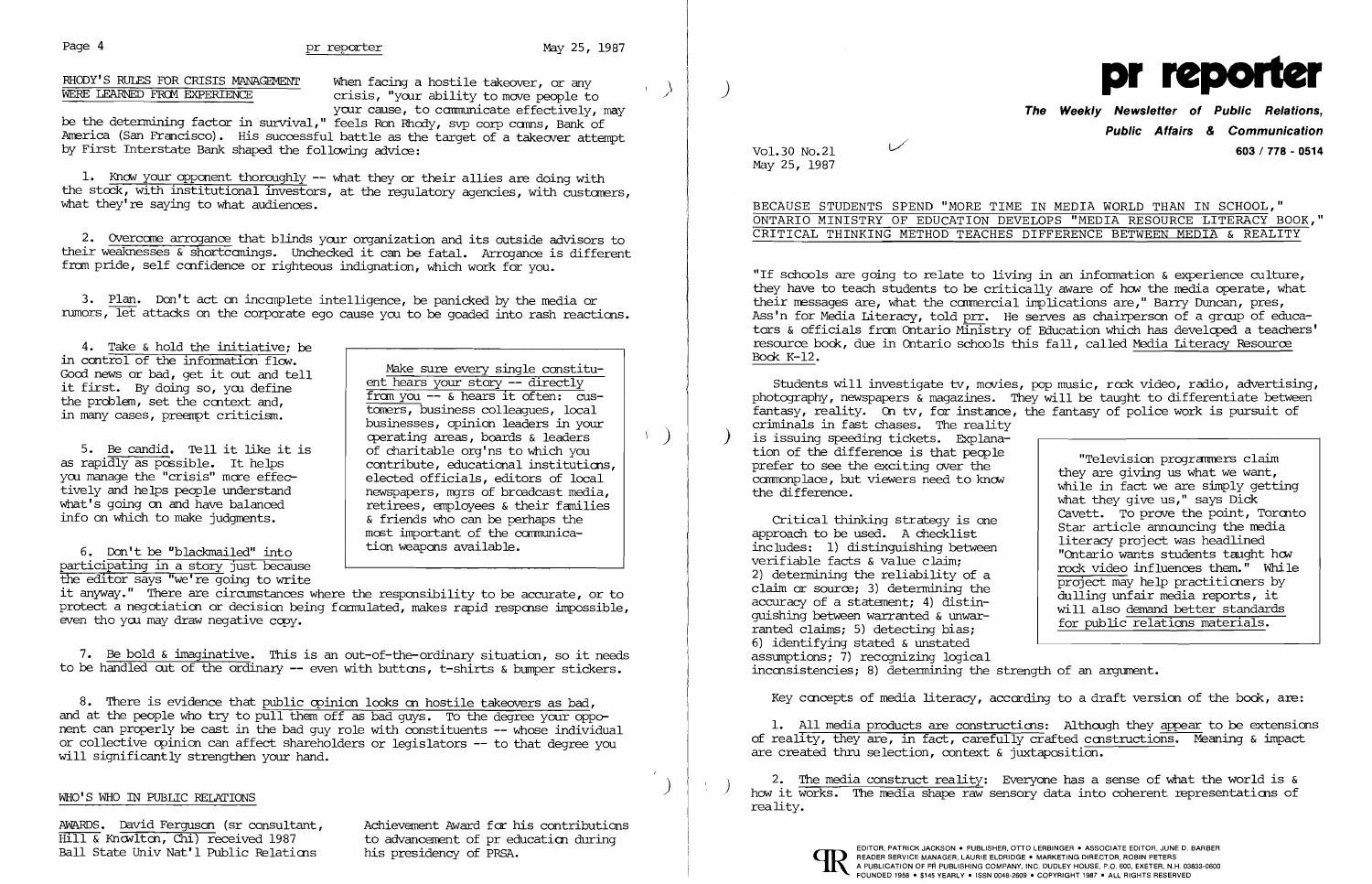## RHODY'S RULES FOR CRISIS MANAGEMENT WERE LEARNED FROM EXPERIENCE

When facing a hostile takeover, or any crisis, "your ability to move people to your cause, to communicate effectively, may be the determining factor in survival," feels Ron Rhody, svp corp comns, Bank of America (San Francisco). His successful battle as the target of a takeover attempt by First Interstate Bank shaped the following advice:

1. Know your opponent thoroughly -- what they or their allies are doing with the stock, with institutional investors, at the regulatory agencies, with customers, what they're saying to what audiences.

2. Overcome arrogance that blinds your organization and its outside advisors to their weaknesses & shortcomings. Unchecked it can be fatal. Arrogance is different from pride, self confidence or righteous indignation, which work for you.

3. Plan. Don't act on incomplete intelligence, be panicked by the media or rumors, let attacks on the corporate ego cause you to be goaded into rash reactions.

4. Take & hold the initiative; be in control of the information flow. Good news or bad, get it out and tell it first. By doing so, you define the problem, set the context and, in many cases, preempt criticism.

5. Be candid. Tell it like it is as rapidly as possible. It helps you manage the "crisis" more effectively and helps people understand what's going on and have balanced info on which to make judgments.

> Make sure every single constituent hears your story -- directly from you -- & hears it often: customers, business colleagues, local businesses, opinion leaders in your operating areas, boards & leaders of charitable org'ns to which you contribute, educational institutions, elected officials, editors of local newspapers, mgrs of broadcast media, retirees, employees & their families & friends who can be perhaps the most important of the communication weapons available.

6. Don't be "blackmailed" into participating in a story just because the editor says "we're going to write it anyway." There are circumstances where the responsibility to be accurate, or to protect a negotiation or decision being formulated, makes rapid response impossible, even tho you may draw negative copy.

7. Be bold & imaginative. This is an out-of-the-ordinary situation, so it needs to be handled out of the ordinary -- even with buttons, t-shirts & bumper stickers.

8. There is evidence that public opinion looks on hostile takeovers as bad, and at the people who try to pull them off as bad guys. To the degree your opponent can properly be cast in the bad guy role with constituents -- whose individual or collective opinion can affect shareholders or legislators -- to that degree you will significantly strengthen your hand.

## WHO'S WHO IN PUBLIC RELATIONS

AWARDS. David Ferguson (sr consultant, Hill & Knowlton, Chi) received 1987 Ball State Univ Nat'l Public Relations Achievement Award for his contributions to advancement of pr education during his presidency of PRSA.

# pr reporter

**The Weekly Newsletter of Public Relations, Public Affairs & Communication**

**603 / 778 - 0514**

Vol.30 No.21
May 25, 1987

## BECAUSE STUDENTS SPEND "MORE TIME IN MEDIA WORLD THAN IN SCHOOL," ONTARIO MINISTRY OF EDUCATION DEVELOPS "MEDIA RESOURCE LITERACY BOOK," CRITICAL THINKING METHOD TEACHES DIFFERENCE BETWEEN MEDIA & REALITY

"If schools are going to relate to living in an information & experience culture, they have to teach students to be critically aware of how the media operate, what their messages are, what the commercial implications are," Barry Duncan, pres, Ass'n for Media Literacy, told prr. He serves as chairperson of a group of educators & officials from Ontario Ministry of Education which has developed a teachers' resource book, due in Ontario schools this fall, called Media Literacy Resource Book K-12.

Students will investigate tv, movies, pop music, rock video, radio, advertising, photography, newspapers & magazines. They will be taught to differentiate between fantasy, reality. On tv, for instance, the fantasy of police work is pursuit of criminals in fast chases. The reality is issuing speeding tickets. Explanation of the difference is that people prefer to see the exciting over the commonplace, but viewers need to know the difference.

> "Television programmers claim they are giving us what we want, while in fact we are simply getting what they give us," says Dick Cavett. To prove the point, Toronto Star article announcing the media literacy project was headlined "Ontario wants students taught how rock video influences them." While project may help practitioners by dulling unfair media reports, it will also demand better standards for public relations materials.

Critical thinking strategy is one approach to be used. A checklist includes: 1) distinguishing between verifiable facts & value claim; 2) determining the reliability of a claim or source; 3) determining the accuracy of a statement; 4) distinguishing between warranted & unwarranted claims; 5) detecting bias; 6) identifying stated & unstated assumptions; 7) recognizing logical inconsistencies; 8) determining the strength of an argument.

Key concepts of media literacy, according to a draft version of the book, are:

1. All media products are constructions: Although they appear to be extensions of reality, they are, in fact, carefully crafted constructions. Meaning & impact are created thru selection, context & juxtaposition.

2. The media construct reality: Everyone has a sense of what the world is & how it works. The media shape raw sensory data into coherent representations of reality.

EDITOR, PATRICK JACKSON • PUBLISHER, OTTO LERBINGER • ASSOCIATE EDITOR, JUNE D. BARBER
READER SERVICE MANAGER, LAURIE ELDRIDGE • MARKETING DIRECTOR, ROBIN PETERS
A PUBLICATION OF PR PUBLISHING COMPANY, INC. DUDLEY HOUSE, P.O. 600, EXETER, N.H. 03833-0600
FOUNDED 1958 • $145 YEARLY • ISSN 0048-2609 • COPYRIGHT 1987 • ALL RIGHTS RESERVED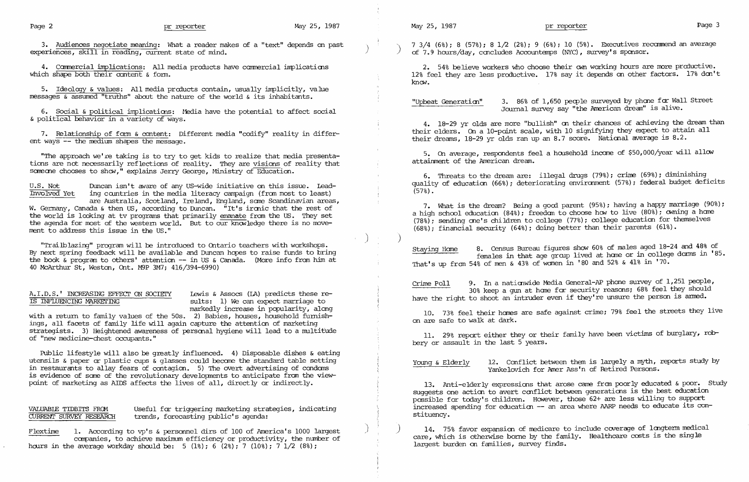3. Audiences negotiate meaning: What a reader makes of a "text" depends on past experiences, skill in reading, current state of mind.

4. Commercial implications: All media products have commercial implications which shape both their content & form.

5. Ideology & values: All media products contain, usually implicitly, value messages & assumed "truths" about the nature of the world & its inhabitants.

6. Social & political implications: Media have the potential to affect social & political behavior in a variety of ways.

7. Relationship of form & content: Different media "codify" reality in different ways -- the medium shapes the message.

"The approach we're taking is to try to get kids to realize that media presentations are not necessarily reflections of reality. They are visions of reality that someone chooses to show," explains Jerry George, Ministry of Education.

**U.S. Not Involved Yet** Duncan isn't aware of any US-wide initiative on this issue. Leading countries in the media literacy campaign (from most to least) are Australia, Scotland, Ireland, England, some Scandinavian areas, W. Germany, Canada & then US, according to Duncan. "It's ironic that the rest of the world is looking at tv programs that primarily emanate from the US. They set the agenda for most of the western world. But to our knowledge there is no movement to address this issue in the US."

"Trailblazing" program will be introduced to Ontario teachers with workshops. By next spring feedback will be available and Duncan hopes to raise funds to bring the book & program to others' attention -- in US & Canada. (More info from him at 40 McArthur St, Weston, Ont. M9P 3M7; 416/394-6990)

## A.I.D.S.' INCREASING EFFECT ON SOCIETY IS INFLUENCING MARKETING

Lewis & Assocs (LA) predicts these results: 1) We can expect marriage to markedly increase in popularity, along with a return to family values of the 50s. 2) Babies, houses, household furnishings, all facets of family life will again capture the attention of marketing strategists. 3) Heightened awareness of personal hygiene will lead to a multitude of "new medicine-chest occupants."

Public lifestyle will also be greatly influenced. 4) Disposable dishes & eating utensils & paper or plastic cups & glasses could become the standard table setting in restaurants to allay fears of contagion. 5) The overt advertising of condoms is evidence of some of the revolutionary developments to anticipate from the viewpoint of marketing as AIDS affects the lives of all, directly or indirectly.

## VALUABLE TIDBITS FROM CURRENT SURVEY RESEARCH

Useful for triggering marketing strategies, indicating trends, forecasting public's agenda:

**Flextime** 1. According to vp's & personnel dirs of 100 of America's 1000 largest companies, to achieve maximum efficiency or productivity, the number of hours in the average workday should be: 5 (1%); 6 (2%); 7 (10%); 7 1/2 (8%); 7 3/4 (6%); 8 (57%); 8 1/2 (2%); 9 (6%); 10 (5%). Executives recommend an average of 7.9 hours/day, concludes Accountemps (NYC), survey's sponsor.

2. 54% believe workers who choose their own working hours are more productive. 12% feel they are less productive. 17% say it depends on other factors. 17% don't know.

**"Upbeat Generation"** 3. 86% of 1,650 people surveyed by phone for Wall Street Journal survey say "the American dream" is alive.

4. 18-29 yr olds are more "bullish" on their chances of achieving the dream than their elders. On a 10-point scale, with 10 signifying they expect to attain all their dreams, 18-29 yr olds ran up an 8.7 score. National average is 8.2.

5. On average, respondents feel a household income of \$50,000/year will allow attainment of the American dream.

6. Threats to the dream are: illegal drugs (79%); crime (69%); diminishing quality of education (66%); deteriorating environment (57%); federal budget deficits (57%).

7. What is the dream? Being a good parent (95%); having a happy marriage (90%); a high school education (84%); freedom to choose how to live (80%); owning a home (78%); sending one's children to college (77%); college education for themselves (68%); financial security (64%); doing better than their parents (61%).

**Staying Home** 8. Census Bureau figures show 60% of males aged 18-24 and 48% of females in that age group lived at home or in college dorms in '85. That's up from 54% of men & 43% of women in '80 and 52% & 41% in '70.

**Crime Poll** 9. In a nationwide Media General-AP phone survey of 1,251 people, 30% keep a gun at home for security reasons; 68% feel they should have the right to shoot an intruder even if they're unsure the person is armed.

10. 73% feel their homes are safe against crime; 79% feel the streets they live on are safe to walk at dark.

11. 29% report either they or their family have been victims of burglary, robbery or assault in the last 5 years.

**Young & Elderly** 12. Conflict between them is largely a myth, reports study by Yankelovich for Amer Ass'n of Retired Persons.

13. Anti-elderly expressions that arose came from poorly educated & poor. Study suggests one action to avert conflict between generations is the best education possible for today's children. However, those 62+ are less willing to support increased spending for education -- an area where AARP needs to educate its constituency.

14. 75% favor expansion of medicare to include coverage of longterm medical care, which is otherwise borne by the family. Healthcare costs is the single largest burden on families, survey finds.